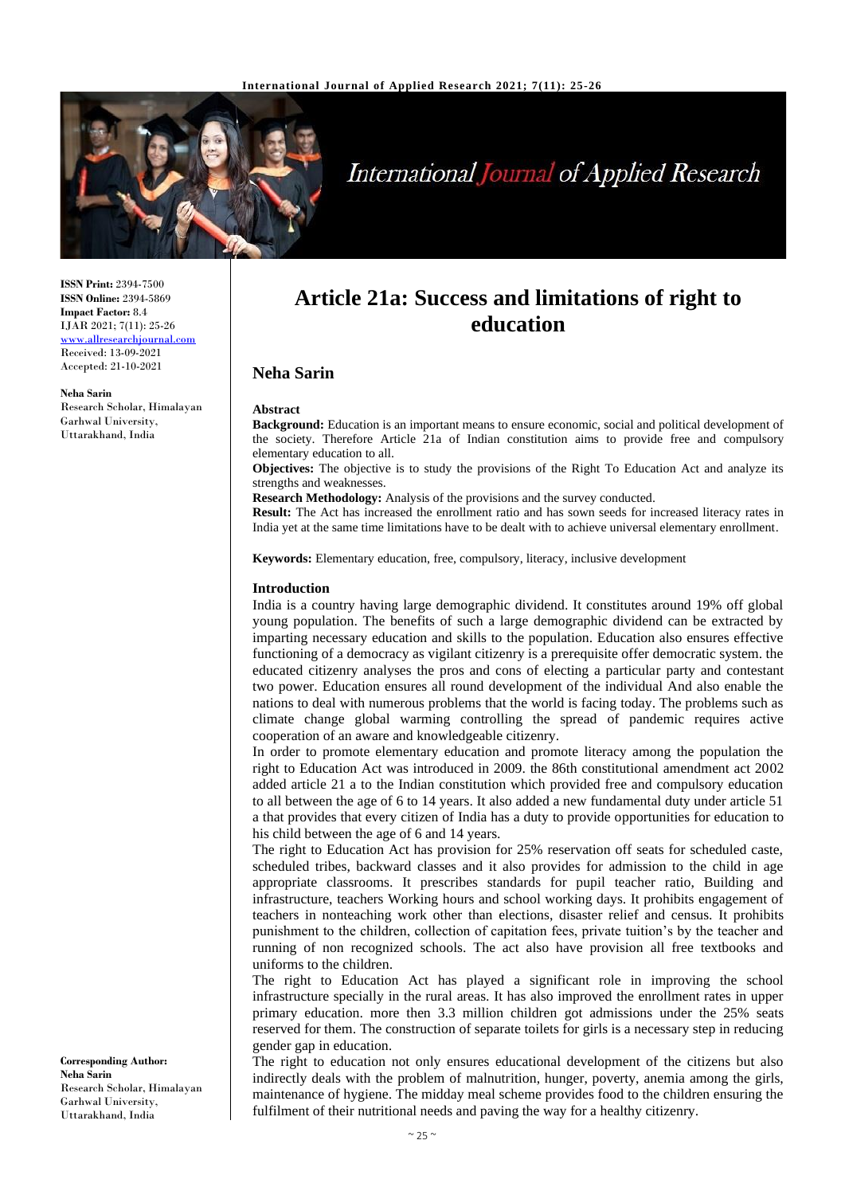**ISSN Print:** 2394-7500
**ISSN Online:** 2394-5869
**Impact Factor:** 8.4
IJAR 2021; 7(11): 25-26
www.allresearchjournal.com
Received: 13-09-2021
Accepted: 21-10-2021

**Neha Sarin**
Research Scholar, Himalayan Garhwal University, Uttarakhand, India

**Corresponding Author:**
**Neha Sarin**
Research Scholar, Himalayan Garhwal University, Uttarakhand, India

# Article 21a: Success and limitations of right to education

## Neha Sarin

### Abstract

**Background:** Education is an important means to ensure economic, social and political development of the society. Therefore Article 21a of Indian constitution aims to provide free and compulsory elementary education to all.

**Objectives:** The objective is to study the provisions of the Right To Education Act and analyze its strengths and weaknesses.

**Research Methodology:** Analysis of the provisions and the survey conducted.

**Result:** The Act has increased the enrollment ratio and has sown seeds for increased literacy rates in India yet at the same time limitations have to be dealt with to achieve universal elementary enrollment.

**Keywords:** Elementary education, free, compulsory, literacy, inclusive development

### Introduction

India is a country having large demographic dividend. It constitutes around 19% off global young population. The benefits of such a large demographic dividend can be extracted by imparting necessary education and skills to the population. Education also ensures effective functioning of a democracy as vigilant citizenry is a prerequisite offer democratic system. the educated citizenry analyses the pros and cons of electing a particular party and contestant two power. Education ensures all round development of the individual And also enable the nations to deal with numerous problems that the world is facing today. The problems such as climate change global warming controlling the spread of pandemic requires active cooperation of an aware and knowledgeable citizenry.

In order to promote elementary education and promote literacy among the population the right to Education Act was introduced in 2009. the 86th constitutional amendment act 2002 added article 21 a to the Indian constitution which provided free and compulsory education to all between the age of 6 to 14 years. It also added a new fundamental duty under article 51 a that provides that every citizen of India has a duty to provide opportunities for education to his child between the age of 6 and 14 years.

The right to Education Act has provision for 25% reservation off seats for scheduled caste, scheduled tribes, backward classes and it also provides for admission to the child in age appropriate classrooms. It prescribes standards for pupil teacher ratio, Building and infrastructure, teachers Working hours and school working days. It prohibits engagement of teachers in nonteaching work other than elections, disaster relief and census. It prohibits punishment to the children, collection of capitation fees, private tuition's by the teacher and running of non recognized schools. The act also have provision all free textbooks and uniforms to the children.

The right to Education Act has played a significant role in improving the school infrastructure specially in the rural areas. It has also improved the enrollment rates in upper primary education. more then 3.3 million children got admissions under the 25% seats reserved for them. The construction of separate toilets for girls is a necessary step in reducing gender gap in education.

The right to education not only ensures educational development of the citizens but also indirectly deals with the problem of malnutrition, hunger, poverty, anemia among the girls, maintenance of hygiene. The midday meal scheme provides food to the children ensuring the fulfilment of their nutritional needs and paving the way for a healthy citizenry.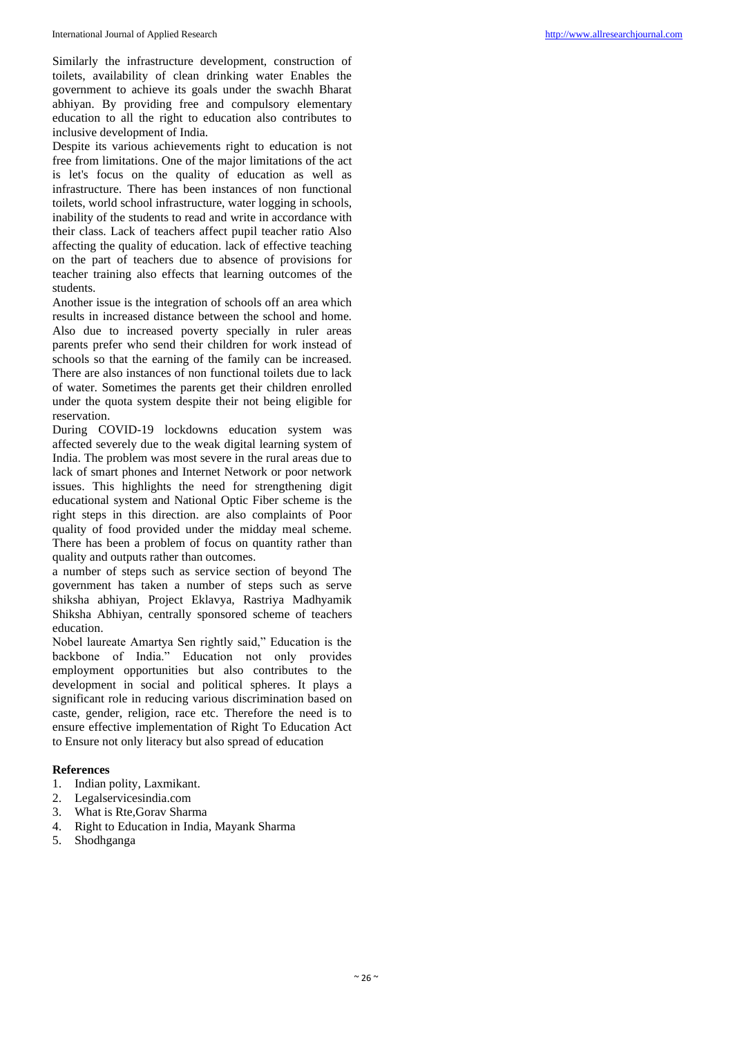Similarly the infrastructure development, construction of toilets, availability of clean drinking water Enables the government to achieve its goals under the swachh Bharat abhiyan. By providing free and compulsory elementary education to all the right to education also contributes to inclusive development of India.

Despite its various achievements right to education is not free from limitations. One of the major limitations of the act is let's focus on the quality of education as well as infrastructure. There has been instances of non functional toilets, world school infrastructure, water logging in schools, inability of the students to read and write in accordance with their class. Lack of teachers affect pupil teacher ratio Also affecting the quality of education. lack of effective teaching on the part of teachers due to absence of provisions for teacher training also effects that learning outcomes of the students.

Another issue is the integration of schools off an area which results in increased distance between the school and home. Also due to increased poverty specially in ruler areas parents prefer who send their children for work instead of schools so that the earning of the family can be increased. There are also instances of non functional toilets due to lack of water. Sometimes the parents get their children enrolled under the quota system despite their not being eligible for reservation.

During COVID-19 lockdowns education system was affected severely due to the weak digital learning system of India. The problem was most severe in the rural areas due to lack of smart phones and Internet Network or poor network issues. This highlights the need for strengthening digit educational system and National Optic Fiber scheme is the right steps in this direction. are also complaints of Poor quality of food provided under the midday meal scheme. There has been a problem of focus on quantity rather than quality and outputs rather than outcomes.

a number of steps such as service section of beyond The government has taken a number of steps such as serve shiksha abhiyan, Project Eklavya, Rastriya Madhyamik Shiksha Abhiyan, centrally sponsored scheme of teachers education.

Nobel laureate Amartya Sen rightly said," Education is the backbone of India." Education not only provides employment opportunities but also contributes to the development in social and political spheres. It plays a significant role in reducing various discrimination based on caste, gender, religion, race etc. Therefore the need is to ensure effective implementation of Right To Education Act to Ensure not only literacy but also spread of education

## References

1. Indian polity, Laxmikant.
2. Legalservicesindia.com
3. What is Rte,Gorav Sharma
4. Right to Education in India, Mayank Sharma
5. Shodhganga